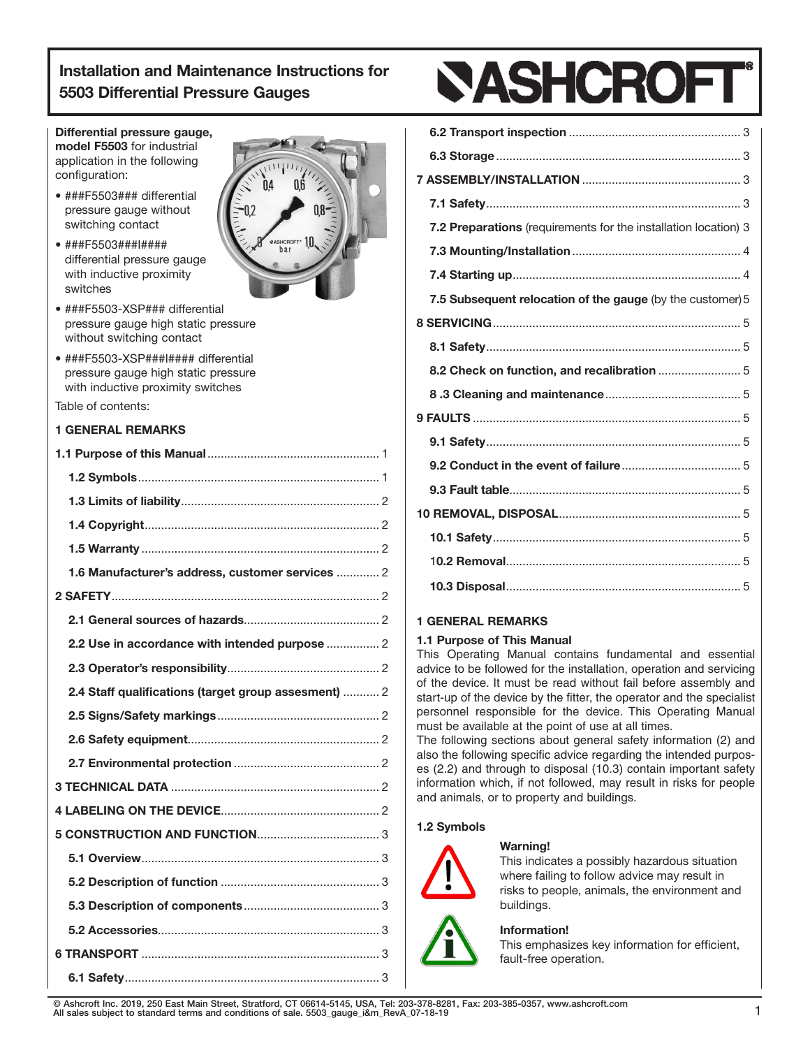# Installation and Maintenance Instructions for 5503 Differential Pressure Gauges

ASHCROFT®

**Differential pressure gauge, model F5503** for industrial application in the following configuration:

- ###F5503### differential pressure gauge without switching contact
- ###F5503###I#### differential pressure gauge with inductive proximity switches
- ###F5503-XSP### differential pressure gauge high static pressure without switching contact
- ###F5503-XSP###I#### differential pressure gauge high static pressure with inductive proximity switches

Table of contents:

**1 GENERAL REMARKS**

**1.1 Purpose of this Manual** ... 1
**1.2 Symbols** ... 1
**1.3 Limits of liability** ... 2
**1.4 Copyright** ... 2
**1.5 Warranty** ... 2
**1.6 Manufacturer's address, customer services** ... 2
**2 SAFETY** ... 2
**2.1 General sources of hazards** ... 2
**2.2 Use in accordance with intended purpose** ... 2
**2.3 Operator's responsibility** ... 2
**2.4 Staff qualifications (target group assesment)** ... 2
**2.5 Signs/Safety markings** ... 2
**2.6 Safety equipment** ... 2
**2.7 Environmental protection** ... 2
**3 TECHNICAL DATA** ... 2
**4 LABELING ON THE DEVICE** ... 2
**5 CONSTRUCTION AND FUNCTION** ... 3
**5.1 Overview** ... 3
**5.2 Description of function** ... 3
**5.3 Description of components** ... 3
**5.2 Accessories** ... 3
**6 TRANSPORT** ... 3
**6.1 Safety** ... 3
**6.2 Transport inspection** ... 3
**6.3 Storage** ... 3
**7 ASSEMBLY/INSTALLATION** ... 3
**7.1 Safety** ... 3
**7.2 Preparations** (requirements for the installation location) 3
**7.3 Mounting/Installation** ... 4
**7.4 Starting up** ... 4
**7.5 Subsequent relocation of the gauge** (by the customer) 5
**8 SERVICING** ... 5
**8.1 Safety** ... 5
**8.2 Check on function, and recalibration** ... 5
**8 .3 Cleaning and maintenance** ... 5
**9 FAULTS** ... 5
**9.1 Safety** ... 5
**9.2 Conduct in the event of failure** ... 5
**9.3 Fault table** ... 5
**10 REMOVAL, DISPOSAL** ... 5
**10.1 Safety** ... 5
**10.2 Removal** ... 5
**10.3 Disposal** ... 5

## 1 GENERAL REMARKS

### 1.1 Purpose of This Manual

This Operating Manual contains fundamental and essential advice to be followed for the installation, operation and servicing of the device. It must be read without fail before assembly and start-up of the device by the fitter, the operator and the specialist personnel responsible for the device. This Operating Manual must be available at the point of use at all times.

The following sections about general safety information (2) and also the following specific advice regarding the intended purposes (2.2) and through to disposal (10.3) contain important safety information which, if not followed, may result in risks for people and animals, or to property and buildings.

### 1.2 Symbols

**Warning!**
This indicates a possibly hazardous situation where failing to follow advice may result in risks to people, animals, the environment and buildings.

**Information!**
This emphasizes key information for efficient, fault-free operation.

© Ashcroft Inc. 2019, 250 East Main Street, Stratford, CT 06614-5145, USA, Tel: 203-378-8281, Fax: 203-385-0357, www.ashcroft.com
All sales subject to standard terms and conditions of sale. 5503_gauge_i&m_RevA_07-18-19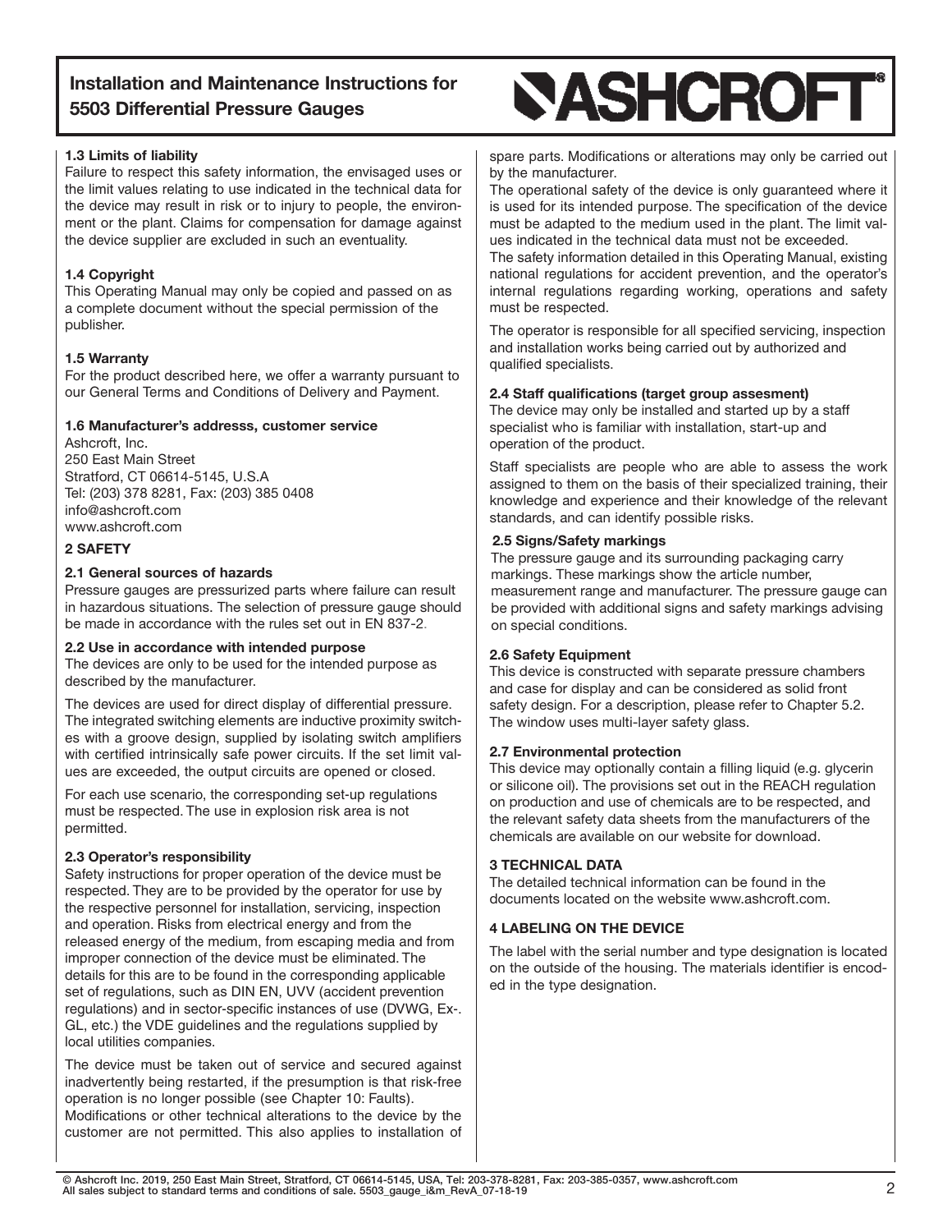#### 1.3 Limits of liability

Failure to respect this safety information, the envisaged uses or the limit values relating to use indicated in the technical data for the device may result in risk or to injury to people, the environment or the plant. Claims for compensation for damage against the device supplier are excluded in such an eventuality.

#### 1.4 Copyright

This Operating Manual may only be copied and passed on as a complete document without the special permission of the publisher.

#### 1.5 Warranty

For the product described here, we offer a warranty pursuant to our General Terms and Conditions of Delivery and Payment.

#### 1.6 Manufacturer's addresss, customer service

Ashcroft, Inc.
250 East Main Street
Stratford, CT 06614-5145, U.S.A
Tel: (203) 378 8281, Fax: (203) 385 0408
info@ashcroft.com
www.ashcroft.com

## 2 SAFETY

#### 2.1 General sources of hazards

Pressure gauges are pressurized parts where failure can result in hazardous situations. The selection of pressure gauge should be made in accordance with the rules set out in EN 837-2.

#### 2.2 Use in accordance with intended purpose

The devices are only to be used for the intended purpose as described by the manufacturer.

The devices are used for direct display of differential pressure. The integrated switching elements are inductive proximity switches with a groove design, supplied by isolating switch amplifiers with certified intrinsically safe power circuits. If the set limit values are exceeded, the output circuits are opened or closed.

For each use scenario, the corresponding set-up regulations must be respected. The use in explosion risk area is not permitted.

#### 2.3 Operator's responsibility

Safety instructions for proper operation of the device must be respected. They are to be provided by the operator for use by the respective personnel for installation, servicing, inspection and operation. Risks from electrical energy and from the released energy of the medium, from escaping media and from improper connection of the device must be eliminated. The details for this are to be found in the corresponding applicable set of regulations, such as DIN EN, UVV (accident prevention regulations) and in sector-specific instances of use (DVWG, Ex-. GL, etc.) the VDE guidelines and the regulations supplied by local utilities companies.

The device must be taken out of service and secured against inadvertently being restarted, if the presumption is that risk-free operation is no longer possible (see Chapter 10: Faults). Modifications or other technical alterations to the device by the customer are not permitted. This also applies to installation of spare parts. Modifications or alterations may only be carried out by the manufacturer.

The operational safety of the device is only guaranteed where it is used for its intended purpose. The specification of the device must be adapted to the medium used in the plant. The limit values indicated in the technical data must not be exceeded.

The safety information detailed in this Operating Manual, existing national regulations for accident prevention, and the operator's internal regulations regarding working, operations and safety must be respected.

The operator is responsible for all specified servicing, inspection and installation works being carried out by authorized and qualified specialists.

#### 2.4 Staff qualifications (target group assesment)

The device may only be installed and started up by a staff specialist who is familiar with installation, start-up and operation of the product.

Staff specialists are people who are able to assess the work assigned to them on the basis of their specialized training, their knowledge and experience and their knowledge of the relevant standards, and can identify possible risks.

#### 2.5 Signs/Safety markings

The pressure gauge and its surrounding packaging carry markings. These markings show the article number, measurement range and manufacturer. The pressure gauge can be provided with additional signs and safety markings advising on special conditions.

#### 2.6 Safety Equipment

This device is constructed with separate pressure chambers and case for display and can be considered as solid front safety design. For a description, please refer to Chapter 5.2. The window uses multi-layer safety glass.

#### 2.7 Environmental protection

This device may optionally contain a filling liquid (e.g. glycerin or silicone oil). The provisions set out in the REACH regulation on production and use of chemicals are to be respected, and the relevant safety data sheets from the manufacturers of the chemicals are available on our website for download.

## 3 TECHNICAL DATA

The detailed technical information can be found in the documents located on the website www.ashcroft.com.

## 4 LABELING ON THE DEVICE

The label with the serial number and type designation is located on the outside of the housing. The materials identifier is encoded in the type designation.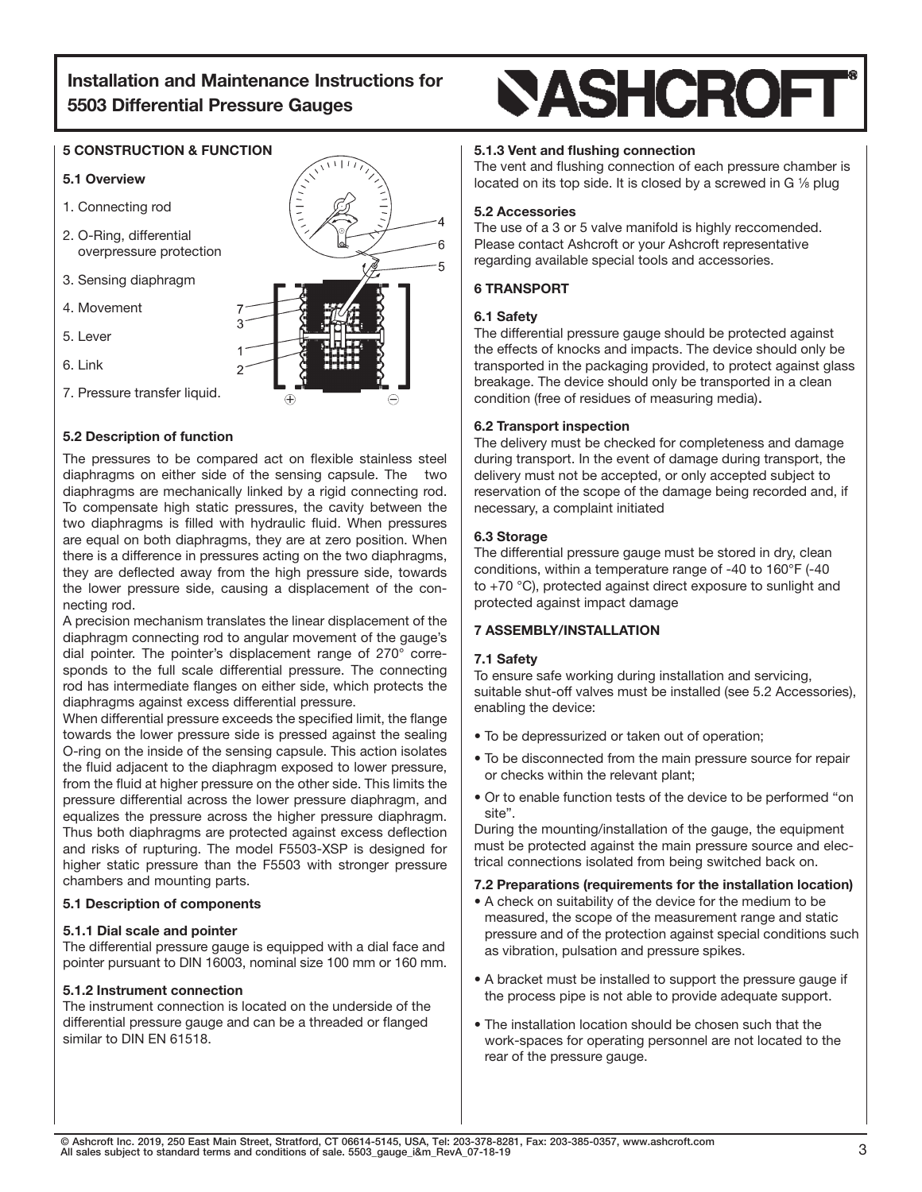# Installation and Maintenance Instructions for 5503 Differential Pressure Gauges

## 5 CONSTRUCTION & FUNCTION

### 5.1 Overview

1. Connecting rod
2. O-Ring, differential overpressure protection
3. Sensing diaphragm
4. Movement
5. Lever
6. Link
7. Pressure transfer liquid.

### 5.2 Description of function

The pressures to be compared act on flexible stainless steel diaphragms on either side of the sensing capsule. The two diaphragms are mechanically linked by a rigid connecting rod. To compensate high static pressures, the cavity between the two diaphragms is filled with hydraulic fluid. When pressures are equal on both diaphragms, they are at zero position. When there is a difference in pressures acting on the two diaphragms, they are deflected away from the high pressure side, towards the lower pressure side, causing a displacement of the connecting rod.

A precision mechanism translates the linear displacement of the diaphragm connecting rod to angular movement of the gauge's dial pointer. The pointer's displacement range of 270° corresponds to the full scale differential pressure. The connecting rod has intermediate flanges on either side, which protects the diaphragms against excess differential pressure.

When differential pressure exceeds the specified limit, the flange towards the lower pressure side is pressed against the sealing O-ring on the inside of the sensing capsule. This action isolates the fluid adjacent to the diaphragm exposed to lower pressure, from the fluid at higher pressure on the other side. This limits the pressure differential across the lower pressure diaphragm, and equalizes the pressure across the higher pressure diaphragm. Thus both diaphragms are protected against excess deflection and risks of rupturing. The model F5503-XSP is designed for higher static pressure than the F5503 with stronger pressure chambers and mounting parts.

### 5.1 Description of components

#### 5.1.1 Dial scale and pointer

The differential pressure gauge is equipped with a dial face and pointer pursuant to DIN 16003, nominal size 100 mm or 160 mm.

#### 5.1.2 Instrument connection

The instrument connection is located on the underside of the differential pressure gauge and can be a threaded or flanged similar to DIN EN 61518.

#### 5.1.3 Vent and flushing connection

The vent and flushing connection of each pressure chamber is located on its top side. It is closed by a screwed in G ⅛ plug

### 5.2 Accessories

The use of a 3 or 5 valve manifold is highly reccomended. Please contact Ashcroft or your Ashcroft representative regarding available special tools and accessories.

## 6 TRANSPORT

### 6.1 Safety

The differential pressure gauge should be protected against the effects of knocks and impacts. The device should only be transported in the packaging provided, to protect against glass breakage. The device should only be transported in a clean condition (free of residues of measuring media).

### 6.2 Transport inspection

The delivery must be checked for completeness and damage during transport. In the event of damage during transport, the delivery must not be accepted, or only accepted subject to reservation of the scope of the damage being recorded and, if necessary, a complaint initiated

### 6.3 Storage

The differential pressure gauge must be stored in dry, clean conditions, within a temperature range of -40 to 160°F (-40 to +70 °C), protected against direct exposure to sunlight and protected against impact damage

## 7 ASSEMBLY/INSTALLATION

### 7.1 Safety

To ensure safe working during installation and servicing, suitable shut-off valves must be installed (see 5.2 Accessories), enabling the device:

- To be depressurized or taken out of operation;
- To be disconnected from the main pressure source for repair or checks within the relevant plant;
- Or to enable function tests of the device to be performed "on site".

During the mounting/installation of the gauge, the equipment must be protected against the main pressure source and electrical connections isolated from being switched back on.

### 7.2 Preparations (requirements for the installation location)

- A check on suitability of the device for the medium to be measured, the scope of the measurement range and static pressure and of the protection against special conditions such as vibration, pulsation and pressure spikes.
- A bracket must be installed to support the pressure gauge if the process pipe is not able to provide adequate support.
- The installation location should be chosen such that the work-spaces for operating personnel are not located to the rear of the pressure gauge.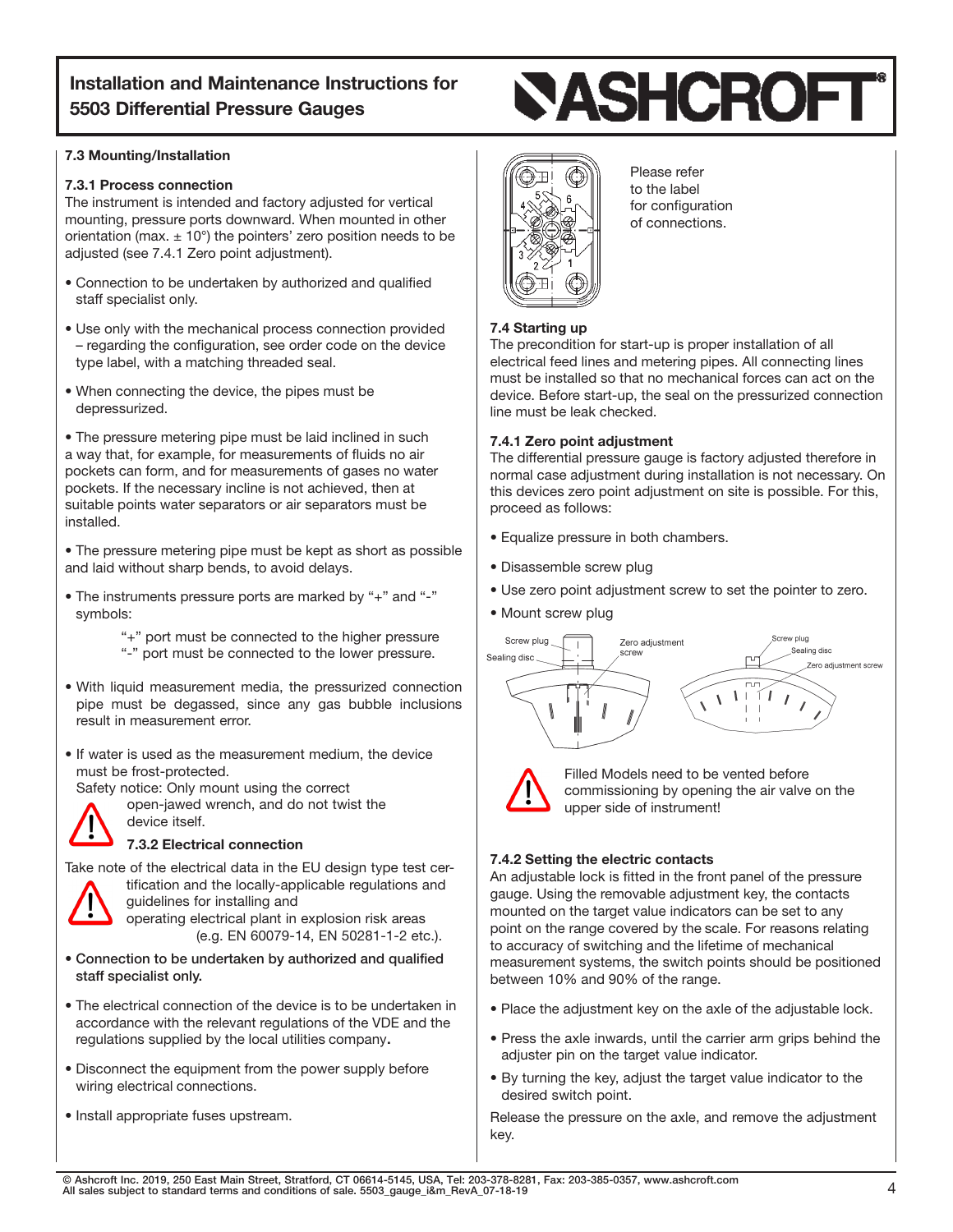## 7.3 Mounting/Installation

### 7.3.1 Process connection

The instrument is intended and factory adjusted for vertical mounting, pressure ports downward. When mounted in other orientation (max. ± 10°) the pointers' zero position needs to be adjusted (see 7.4.1 Zero point adjustment).

- Connection to be undertaken by authorized and qualified staff specialist only.
- Use only with the mechanical process connection provided – regarding the configuration, see order code on the device type label, with a matching threaded seal.
- When connecting the device, the pipes must be depressurized.
- The pressure metering pipe must be laid inclined in such a way that, for example, for measurements of fluids no air pockets can form, and for measurements of gases no water pockets. If the necessary incline is not achieved, then at suitable points water separators or air separators must be installed.
- The pressure metering pipe must be kept as short as possible and laid without sharp bends, to avoid delays.
- The instruments pressure ports are marked by "+" and "-" symbols:

  "+" port must be connected to the higher pressure
  "-" port must be connected to the lower pressure.

- With liquid measurement media, the pressurized connection pipe must be degassed, since any gas bubble inclusions result in measurement error.
- If water is used as the measurement medium, the device must be frost-protected.

Safety notice: Only mount using the correct open-jawed wrench, and do not twist the device itself.

### 7.3.2 Electrical connection

Take note of the electrical data in the EU design type test certification and the locally-applicable regulations and guidelines for installing and operating electrical plant in explosion risk areas (e.g. EN 60079-14, EN 50281-1-2 etc.).

- **Connection to be undertaken by authorized and qualified staff specialist only.**
- The electrical connection of the device is to be undertaken in accordance with the relevant regulations of the VDE and the regulations supplied by the local utilities company.
- Disconnect the equipment from the power supply before wiring electrical connections.
- Install appropriate fuses upstream.

Please refer to the label for configuration of connections.

## 7.4 Starting up

The precondition for start-up is proper installation of all electrical feed lines and metering pipes. All connecting lines must be installed so that no mechanical forces can act on the device. Before start-up, the seal on the pressurized connection line must be leak checked.

### 7.4.1 Zero point adjustment

The differential pressure gauge is factory adjusted therefore in normal case adjustment during installation is not necessary. On this devices zero point adjustment on site is possible. For this, proceed as follows:

- Equalize pressure in both chambers.
- Disassemble screw plug
- Use zero point adjustment screw to set the pointer to zero.
- Mount screw plug

Screw plug, Sealing disc, Zero adjustment screw

Filled Models need to be vented before commissioning by opening the air valve on the upper side of instrument!

### 7.4.2 Setting the electric contacts

An adjustable lock is fitted in the front panel of the pressure gauge. Using the removable adjustment key, the contacts mounted on the target value indicators can be set to any point on the range covered by the scale. For reasons relating to accuracy of switching and the lifetime of mechanical measurement systems, the switch points should be positioned between 10% and 90% of the range.

- Place the adjustment key on the axle of the adjustable lock.
- Press the axle inwards, until the carrier arm grips behind the adjuster pin on the target value indicator.
- By turning the key, adjust the target value indicator to the desired switch point.

Release the pressure on the axle, and remove the adjustment key.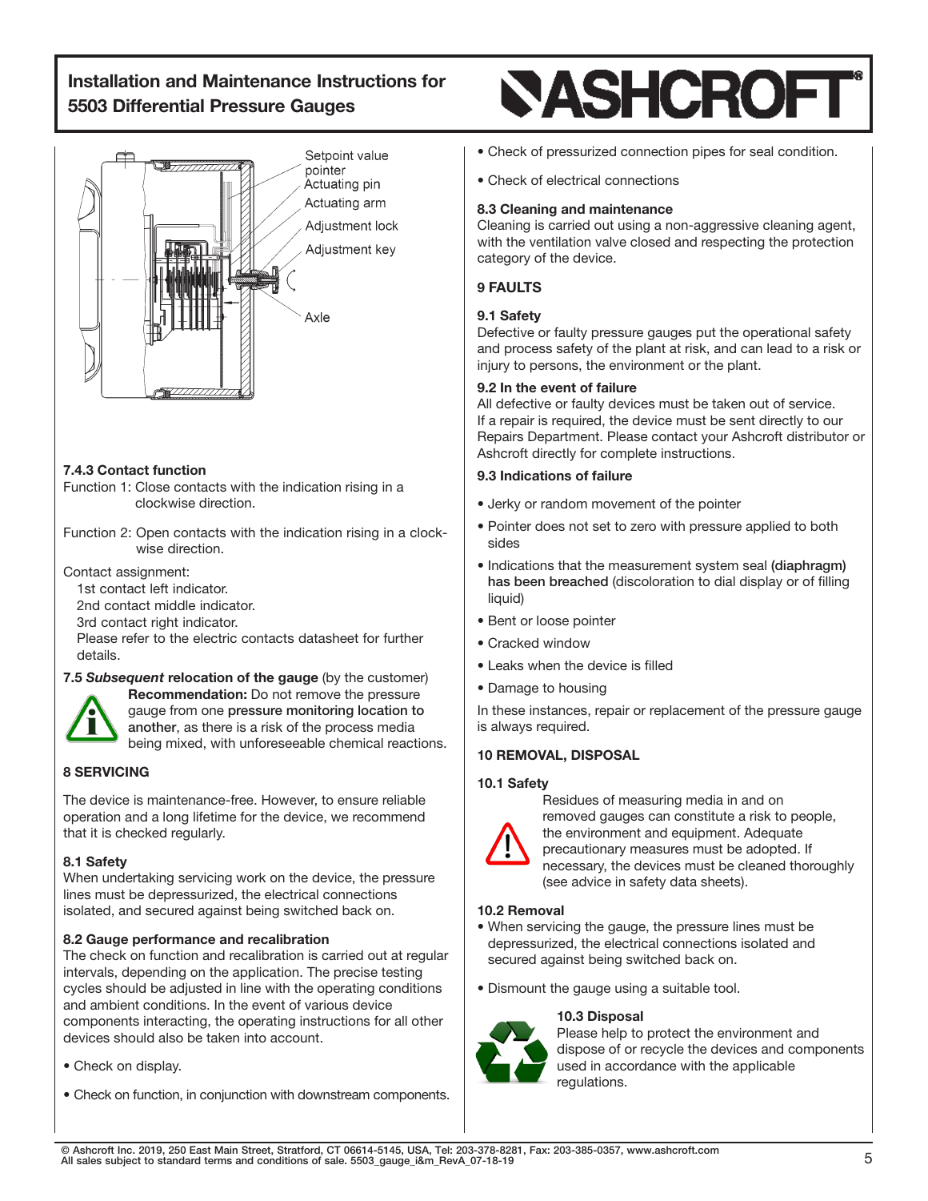Setpoint value pointer
Actuating pin
Actuating arm
Adjustment lock
Adjustment key
Axle

#### 7.4.3 Contact function

Function 1: Close contacts with the indication rising in a clockwise direction.

Function 2: Open contacts with the indication rising in a clock-wise direction.

Contact assignment:
1st contact left indicator.
2nd contact middle indicator.
3rd contact right indicator.
Please refer to the electric contacts datasheet for further details.

### 7.5 *Subsequent* relocation of the gauge (by the customer)

**Recommendation:** Do not remove the pressure gauge from one **pressure monitoring location to another**, as there is a risk of the process media being mixed, with unforeseeable chemical reactions.

## 8 SERVICING

The device is maintenance-free. However, to ensure reliable operation and a long lifetime for the device, we recommend that it is checked regularly.

### 8.1 Safety

When undertaking servicing work on the device, the pressure lines must be depressurized, the electrical connections isolated, and secured against being switched back on.

### 8.2 Gauge performance and recalibration

The check on function and recalibration is carried out at regular intervals, depending on the application. The precise testing cycles should be adjusted in line with the operating conditions and ambient conditions. In the event of various device components interacting, the operating instructions for all other devices should also be taken into account.

- Check on display.
- Check on function, in conjunction with downstream components.
- Check of pressurized connection pipes for seal condition.
- Check of electrical connections

### 8.3 Cleaning and maintenance

Cleaning is carried out using a non-aggressive cleaning agent, with the ventilation valve closed and respecting the protection category of the device.

## 9 FAULTS

### 9.1 Safety

Defective or faulty pressure gauges put the operational safety and process safety of the plant at risk, and can lead to a risk or injury to persons, the environment or the plant.

### 9.2 In the event of failure

All defective or faulty devices must be taken out of service. If a repair is required, the device must be sent directly to our Repairs Department. Please contact your Ashcroft distributor or Ashcroft directly for complete instructions.

### 9.3 Indications of failure

- Jerky or random movement of the pointer
- Pointer does not set to zero with pressure applied to both sides
- Indications that the measurement system seal **(diaphragm) has been breached** (discoloration to dial display or of filling liquid)
- Bent or loose pointer
- Cracked window
- Leaks when the device is filled
- Damage to housing

In these instances, repair or replacement of the pressure gauge is always required.

## 10 REMOVAL, DISPOSAL

### 10.1 Safety

Residues of measuring media in and on removed gauges can constitute a risk to people, the environment and equipment. Adequate precautionary measures must be adopted. If necessary, the devices must be cleaned thoroughly (see advice in safety data sheets).

### 10.2 Removal

- When servicing the gauge, the pressure lines must be depressurized, the electrical connections isolated and secured against being switched back on.
- Dismount the gauge using a suitable tool.

### 10.3 Disposal

Please help to protect the environment and dispose of or recycle the devices and components used in accordance with the applicable regulations.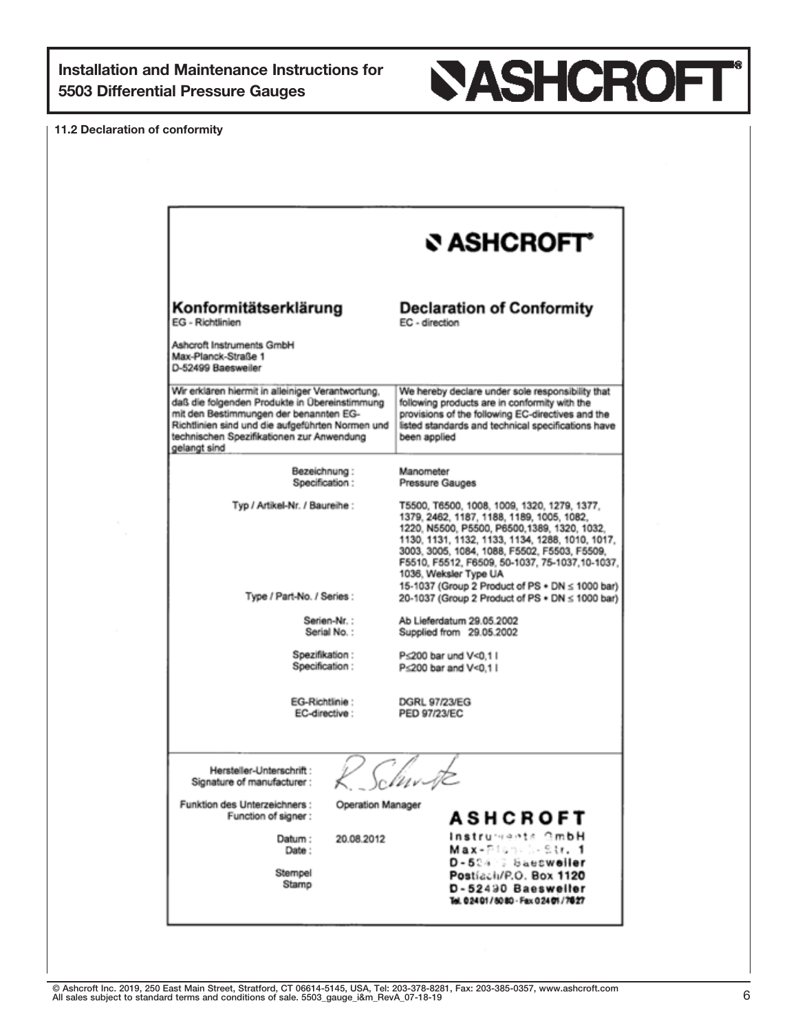## 11.2 Declaration of conformity

**ASHCROFT®**

| **Konformitätserklärung**<br>EG - Richtlinien<br><br>Ashcroft Instruments GmbH<br>Max-Planck-Straße 1<br>D-52499 Baesweiler | **Declaration of Conformity**<br>EC - direction |
|---|---|
| Wir erklären hiermit in alleiniger Verantwortung, daß die folgenden Produkte in Übereinstimmung mit den Bestimmungen der benannten EG-Richtlinien sind und die aufgeführten Normen und technischen Spezifikationen zur Anwendung gelangt sind | We hereby declare under sole responsibility that following products are in conformity with the provisions of the following EC-directives and the listed standards and technical specifications have been applied |
| Bezeichnung :<br>Specification : | Manometer<br>Pressure Gauges |
| Typ / Artikel-Nr. / Baureihe :<br><br>Type / Part-No. / Series : | T5500, T6500, 1008, 1009, 1320, 1279, 1377, 1379, 2462, 1187, 1188, 1189, 1005, 1082, 1220, N5500, P5500, P6500,1389, 1320, 1032, 1130, 1131, 1132, 1133, 1134, 1288, 1010, 1017, 3003, 3005, 1084, 1088, F5502, F5503, F5509, F5510, F5512, F6509, 50-1037, 75-1037,10-1037, 1036, Weksler Type UA<br>15-1037 (Group 2 Product of PS • DN ≤ 1000 bar)<br>20-1037 (Group 2 Product of PS • DN ≤ 1000 bar) |
| Serien-Nr. :<br>Serial No. : | Ab Lieferdatum 29.05.2002<br>Supplied from 29.05.2002 |
| Spezifikation :<br>Specification : | P≤200 bar und V<0,1 l<br>P≤200 bar and V<0,1 l |
| EG-Richtlinie :<br>EC-directive : | DGRL 97/23/EG<br>PED 97/23/EC |
| Hersteller-Unterschrift :<br>Signature of manufacturer : | R. Schmitz |
| Funktion des Unterzeichners :<br>Function of signer : | Operation Manager |
| Datum :<br>Date : | 20.08.2012 |
| Stempel<br>Stamp | ASHCROFT Instruments GmbH<br>Max-Planck-Str. 1<br>D-52499 Baesweiler<br>Postfach/P.O. Box 1120<br>D-52490 Baesweiler<br>Tel. 02401/8080 · Fax 02401/7627 |

© Ashcroft Inc. 2019, 250 East Main Street, Stratford, CT 06614-5145, USA, Tel: 203-378-8281, Fax: 203-385-0357, www.ashcroft.com
All sales subject to standard terms and conditions of sale. 5503_gauge_i&m_RevA_07-18-19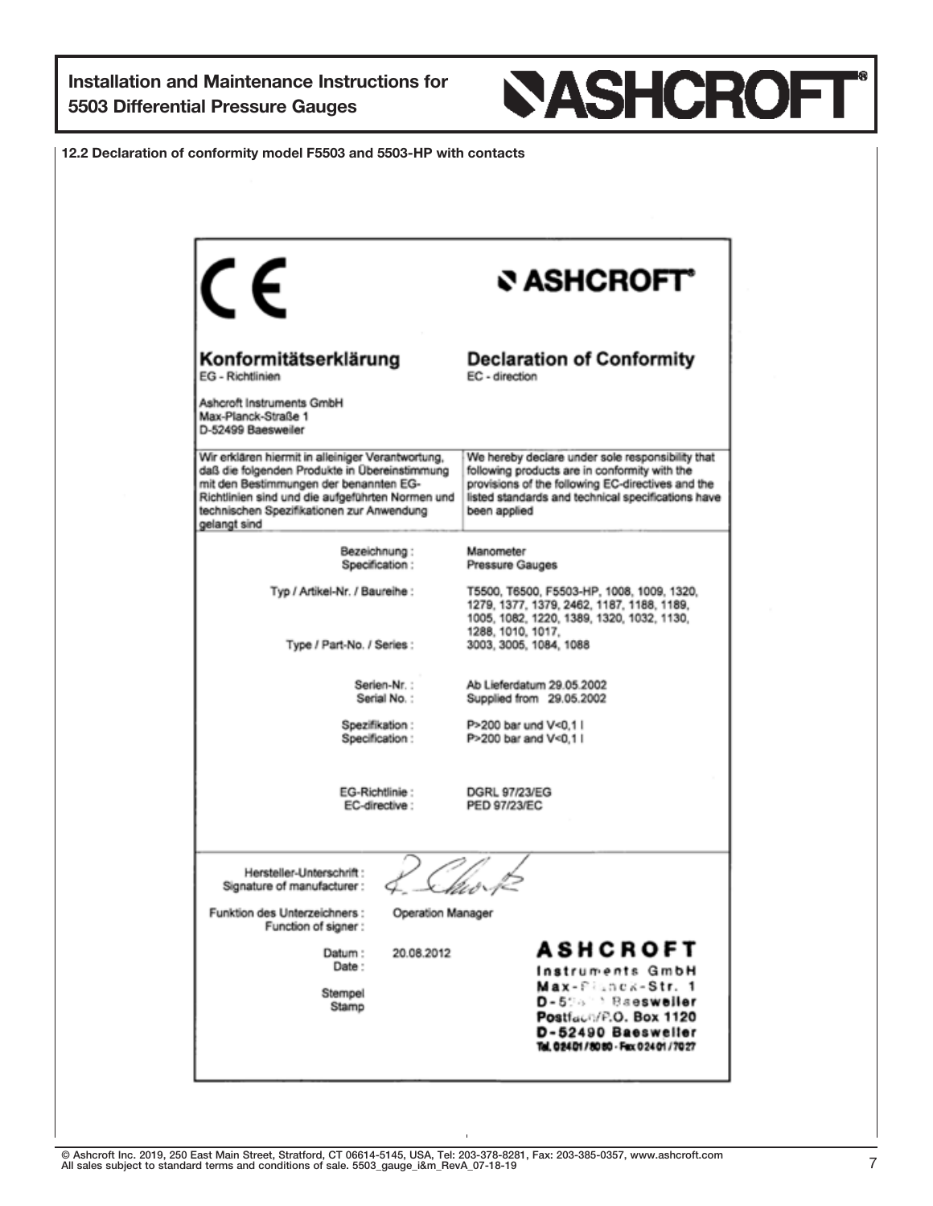## 12.2 Declaration of conformity model F5503 and 5503-HP with contacts

CE

ASHCROFT®

**Konformitätserklärung**
EG - Richtlinien

**Declaration of Conformity**
EC - direction

Ashcroft Instruments GmbH
Max-Planck-Straße 1
D-52499 Baesweiler

| | |
|---|---|
| Wir erklären hiermit in alleiniger Verantwortung, daß die folgenden Produkte in Übereinstimmung mit den Bestimmungen der benannten EG-Richtlinien sind und die aufgeführten Normen und technischen Spezifikationen zur Anwendung gelangt sind | We hereby declare under sole responsibility that following products are in conformity with the provisions of the following EC-directives and the listed standards and technical specifications have been applied |

| | |
|---|---|
| Bezeichnung :<br>Specification : | Manometer<br>Pressure Gauges |
| Typ / Artikel-Nr. / Baureihe :<br>Type / Part-No. / Series : | T5500, T6500, F5503-HP, 1008, 1009, 1320, 1279, 1377, 1379, 2462, 1187, 1188, 1189, 1005, 1082, 1220, 1389, 1320, 1032, 1130, 1288, 1010, 1017, 3003, 3005, 1084, 1088 |
| Serien-Nr. :<br>Serial No. : | Ab Lieferdatum 29.05.2002<br>Supplied from 29.05.2002 |
| Spezifikation :<br>Specification : | P>200 bar und V<0,1 l<br>P>200 bar and V<0,1 l |
| EG-Richtlinie :<br>EC-directive : | DGRL 97/23/EG<br>PED 97/23/EC |

| | |
|---|---|
| Hersteller-Unterschrift :<br>Signature of manufacturer : | (signature) |
| Funktion des Unterzeichners :<br>Function of signer : | Operation Manager |
| Datum :<br>Date : | 20.08.2012 |
| Stempel<br>Stamp | ASHCROFT Instruments GmbH<br>Max-Planck-Str. 1<br>D-52499 Baesweiler<br>Postfach/P.O. Box 1120<br>D-52490 Baesweiler<br>Tel. 02401/8080 · Fax 02401/7027 |